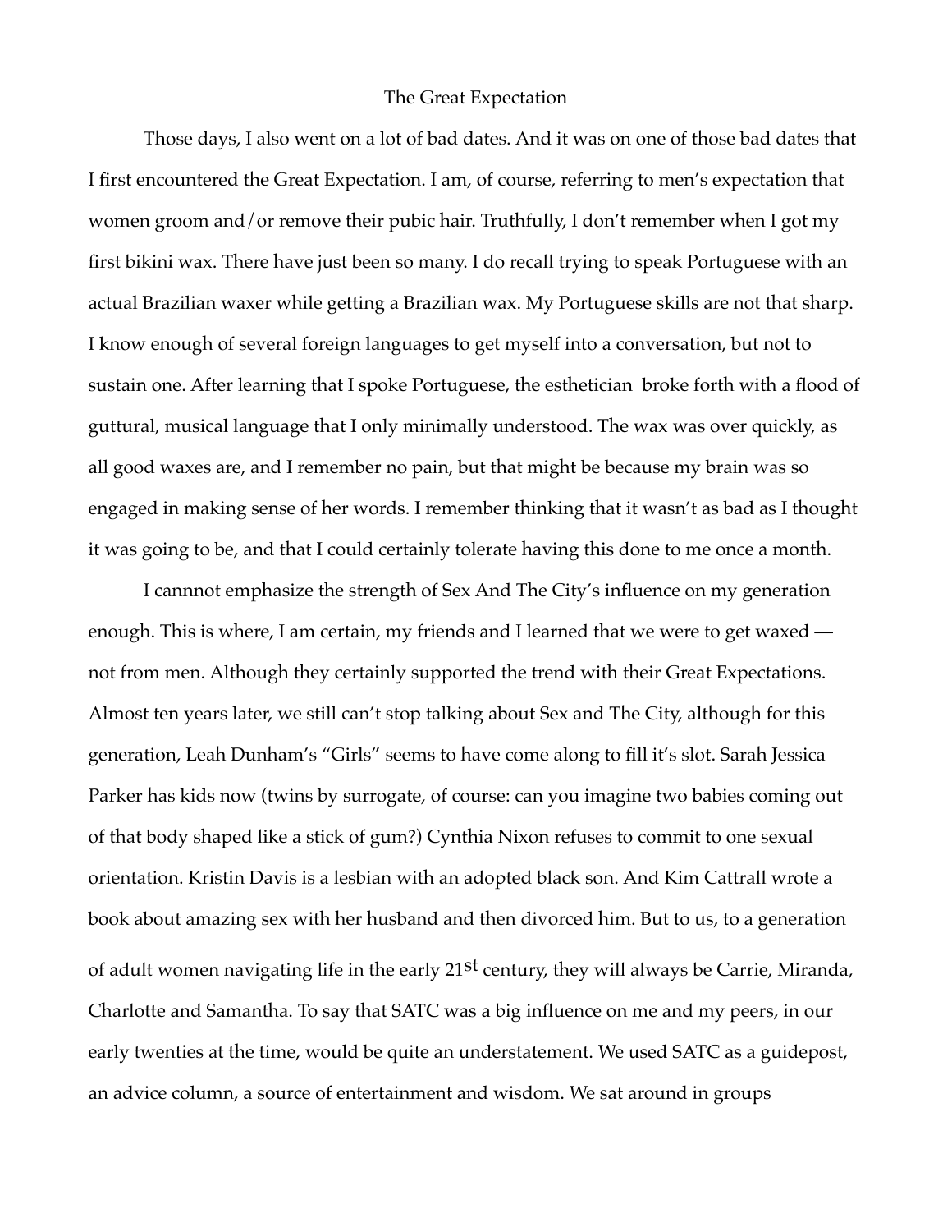# The Great Expectation

Those days, I also went on a lot of bad dates. And it was on one of those bad dates that I first encountered the Great Expectation. I am, of course, referring to men's expectation that women groom and/or remove their pubic hair. Truthfully, I don't remember when I got my first bikini wax. There have just been so many. I do recall trying to speak Portuguese with an actual Brazilian waxer while getting a Brazilian wax. My Portuguese skills are not that sharp. I know enough of several foreign languages to get myself into a conversation, but not to sustain one. After learning that I spoke Portuguese, the esthetician broke forth with a flood of guttural, musical language that I only minimally understood. The wax was over quickly, as all good waxes are, and I remember no pain, but that might be because my brain was so engaged in making sense of her words. I remember thinking that it wasn't as bad as I thought it was going to be, and that I could certainly tolerate having this done to me once a month.

I cannnot emphasize the strength of Sex And The City's influence on my generation enough. This is where, I am certain, my friends and I learned that we were to get waxed — not from men. Although they certainly supported the trend with their Great Expectations. Almost ten years later, we still can't stop talking about Sex and The City, although for this generation, Leah Dunham's "Girls" seems to have come along to fill it's slot. Sarah Jessica Parker has kids now (twins by surrogate, of course: can you imagine two babies coming out of that body shaped like a stick of gum?) Cynthia Nixon refuses to commit to one sexual orientation. Kristin Davis is a lesbian with an adopted black son. And Kim Cattrall wrote a book about amazing sex with her husband and then divorced him. But to us, to a generation of adult women navigating life in the early 21st century, they will always be Carrie, Miranda, Charlotte and Samantha. To say that SATC was a big influence on me and my peers, in our early twenties at the time, would be quite an understatement. We used SATC as a guidepost, an advice column, a source of entertainment and wisdom. We sat around in groups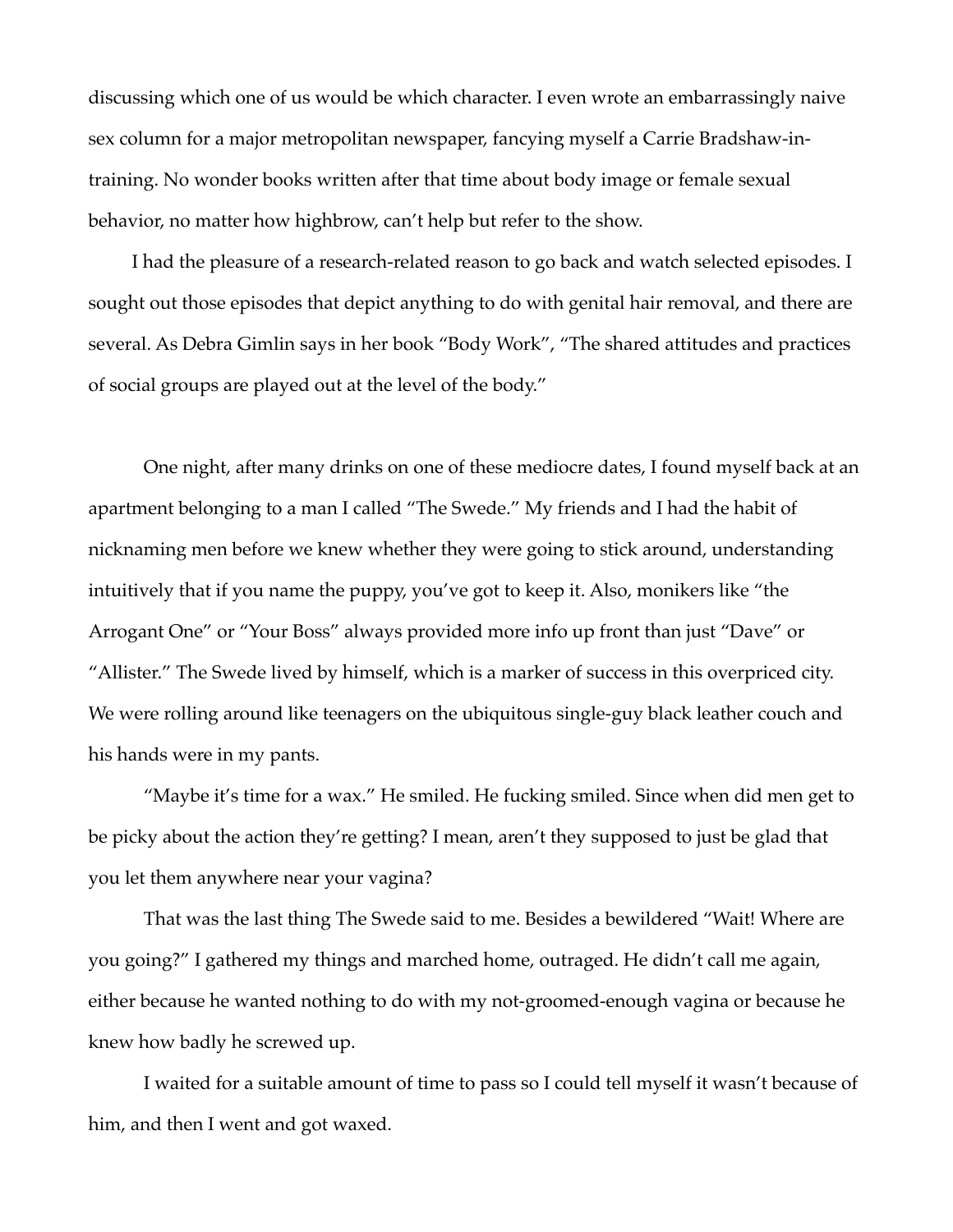discussing which one of us would be which character. I even wrote an embarrassingly naive sex column for a major metropolitan newspaper, fancying myself a Carrie Bradshaw-in-training. No wonder books written after that time about body image or female sexual behavior, no matter how highbrow, can't help but refer to the show.

I had the pleasure of a research-related reason to go back and watch selected episodes. I sought out those episodes that depict anything to do with genital hair removal, and there are several. As Debra Gimlin says in her book "Body Work", "The shared attitudes and practices of social groups are played out at the level of the body."

One night, after many drinks on one of these mediocre dates, I found myself back at an apartment belonging to a man I called "The Swede." My friends and I had the habit of nicknaming men before we knew whether they were going to stick around, understanding intuitively that if you name the puppy, you've got to keep it. Also, monikers like "the Arrogant One" or "Your Boss" always provided more info up front than just "Dave" or "Allister." The Swede lived by himself, which is a marker of success in this overpriced city. We were rolling around like teenagers on the ubiquitous single-guy black leather couch and his hands were in my pants.

"Maybe it's time for a wax." He smiled. He fucking smiled. Since when did men get to be picky about the action they're getting? I mean, aren't they supposed to just be glad that you let them anywhere near your vagina?

That was the last thing The Swede said to me. Besides a bewildered "Wait! Where are you going?" I gathered my things and marched home, outraged. He didn't call me again, either because he wanted nothing to do with my not-groomed-enough vagina or because he knew how badly he screwed up.

I waited for a suitable amount of time to pass so I could tell myself it wasn't because of him, and then I went and got waxed.